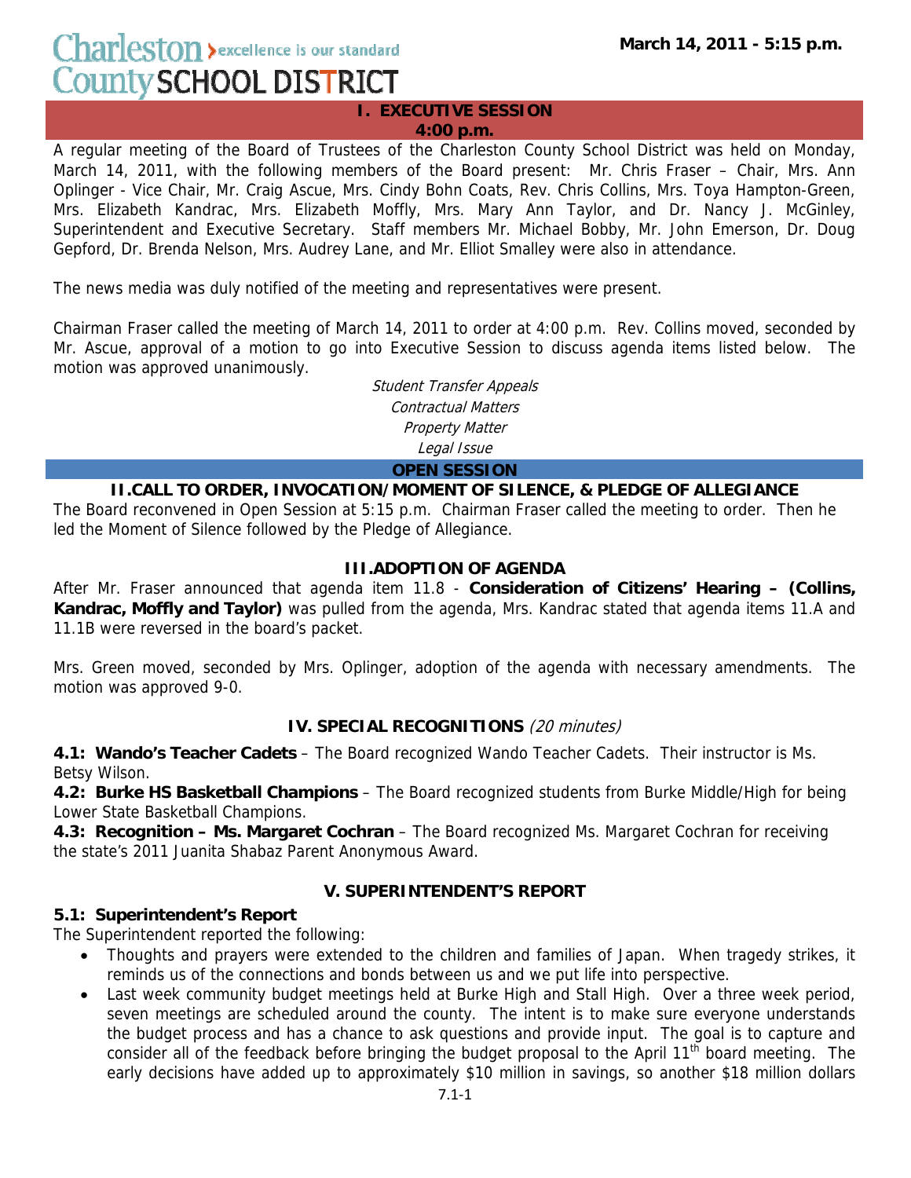Charleston > excellence is our standard
County SCHOOL DISTRICT

**March 14, 2011 - 5:15 p.m.**

## I. EXECUTIVE SESSION
**4:00 p.m.**

A regular meeting of the Board of Trustees of the Charleston County School District was held on Monday, March 14, 2011, with the following members of the Board present: Mr. Chris Fraser – Chair, Mrs. Ann Oplinger - Vice Chair, Mr. Craig Ascue, Mrs. Cindy Bohn Coats, Rev. Chris Collins, Mrs. Toya Hampton-Green, Mrs. Elizabeth Kandrac, Mrs. Elizabeth Moffly, Mrs. Mary Ann Taylor, and Dr. Nancy J. McGinley, Superintendent and Executive Secretary. Staff members Mr. Michael Bobby, Mr. John Emerson, Dr. Doug Gepford, Dr. Brenda Nelson, Mrs. Audrey Lane, and Mr. Elliot Smalley were also in attendance.

The news media was duly notified of the meeting and representatives were present.

Chairman Fraser called the meeting of March 14, 2011 to order at 4:00 p.m. Rev. Collins moved, seconded by Mr. Ascue, approval of a motion to go into Executive Session to discuss agenda items listed below. The motion was approved unanimously.

*Student Transfer Appeals*
*Contractual Matters*
*Property Matter*
*Legal Issue*

## OPEN SESSION

### II. CALL TO ORDER, INVOCATION/MOMENT OF SILENCE, & PLEDGE OF ALLEGIANCE

The Board reconvened in Open Session at 5:15 p.m. Chairman Fraser called the meeting to order. Then he led the Moment of Silence followed by the Pledge of Allegiance.

### III. ADOPTION OF AGENDA

After Mr. Fraser announced that agenda item 11.8 - **Consideration of Citizens' Hearing – (Collins, Kandrac, Moffly and Taylor)** was pulled from the agenda, Mrs. Kandrac stated that agenda items 11.A and 11.1B were reversed in the board's packet.

Mrs. Green moved, seconded by Mrs. Oplinger, adoption of the agenda with necessary amendments. The motion was approved 9-0.

### IV. SPECIAL RECOGNITIONS *(20 minutes)*

**4.1: Wando's Teacher Cadets** – The Board recognized Wando Teacher Cadets. Their instructor is Ms. Betsy Wilson.

**4.2: Burke HS Basketball Champions** – The Board recognized students from Burke Middle/High for being Lower State Basketball Champions.

**4.3: Recognition – Ms. Margaret Cochran** – The Board recognized Ms. Margaret Cochran for receiving the state's 2011 Juanita Shabaz Parent Anonymous Award.

### V. SUPERINTENDENT'S REPORT

**5.1: Superintendent's Report**

The Superintendent reported the following:

- Thoughts and prayers were extended to the children and families of Japan. When tragedy strikes, it reminds us of the connections and bonds between us and we put life into perspective.
- Last week community budget meetings held at Burke High and Stall High. Over a three week period, seven meetings are scheduled around the county. The intent is to make sure everyone understands the budget process and has a chance to ask questions and provide input. The goal is to capture and consider all of the feedback before bringing the budget proposal to the April 11th board meeting. The early decisions have added up to approximately $10 million in savings, so another $18 million dollars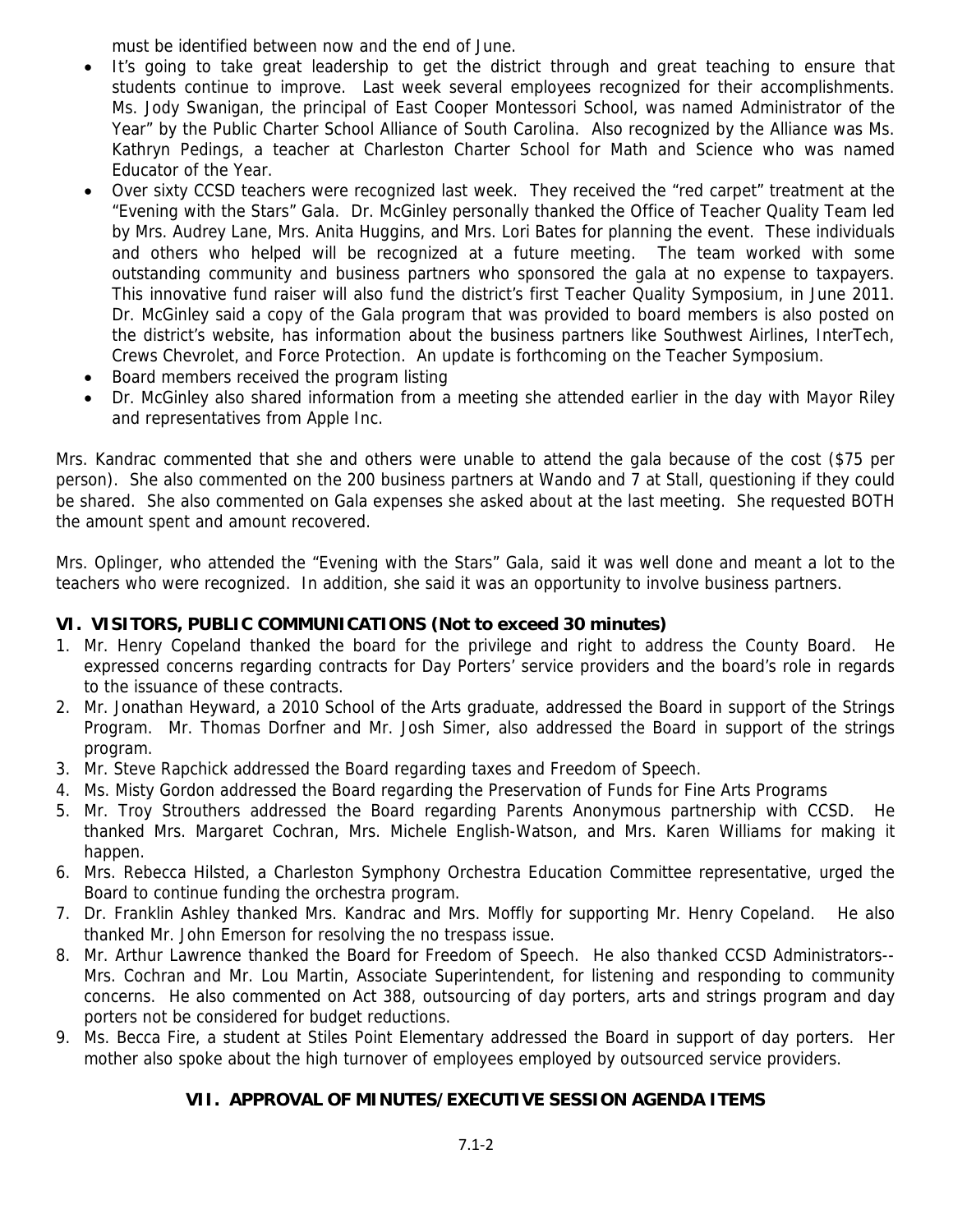must be identified between now and the end of June.

- It's going to take great leadership to get the district through and great teaching to ensure that students continue to improve. Last week several employees recognized for their accomplishments. Ms. Jody Swanigan, the principal of East Cooper Montessori School, was named Administrator of the Year" by the Public Charter School Alliance of South Carolina. Also recognized by the Alliance was Ms. Kathryn Pedings, a teacher at Charleston Charter School for Math and Science who was named Educator of the Year.
- Over sixty CCSD teachers were recognized last week. They received the "red carpet" treatment at the "Evening with the Stars" Gala. Dr. McGinley personally thanked the Office of Teacher Quality Team led by Mrs. Audrey Lane, Mrs. Anita Huggins, and Mrs. Lori Bates for planning the event. These individuals and others who helped will be recognized at a future meeting. The team worked with some outstanding community and business partners who sponsored the gala at no expense to taxpayers. This innovative fund raiser will also fund the district's first Teacher Quality Symposium, in June 2011. Dr. McGinley said a copy of the Gala program that was provided to board members is also posted on the district's website, has information about the business partners like Southwest Airlines, InterTech, Crews Chevrolet, and Force Protection. An update is forthcoming on the Teacher Symposium.
- Board members received the program listing
- Dr. McGinley also shared information from a meeting she attended earlier in the day with Mayor Riley and representatives from Apple Inc.

Mrs. Kandrac commented that she and others were unable to attend the gala because of the cost ($75 per person). She also commented on the 200 business partners at Wando and 7 at Stall, questioning if they could be shared. She also commented on Gala expenses she asked about at the last meeting. She requested BOTH the amount spent and amount recovered.

Mrs. Oplinger, who attended the "Evening with the Stars" Gala, said it was well done and meant a lot to the teachers who were recognized. In addition, she said it was an opportunity to involve business partners.

## VI. VISITORS, PUBLIC COMMUNICATIONS (Not to exceed 30 minutes)

1. Mr. Henry Copeland thanked the board for the privilege and right to address the County Board. He expressed concerns regarding contracts for Day Porters' service providers and the board's role in regards to the issuance of these contracts.
2. Mr. Jonathan Heyward, a 2010 School of the Arts graduate, addressed the Board in support of the Strings Program. Mr. Thomas Dorfner and Mr. Josh Simer, also addressed the Board in support of the strings program.
3. Mr. Steve Rapchick addressed the Board regarding taxes and Freedom of Speech.
4. Ms. Misty Gordon addressed the Board regarding the Preservation of Funds for Fine Arts Programs
5. Mr. Troy Strouthers addressed the Board regarding Parents Anonymous partnership with CCSD. He thanked Mrs. Margaret Cochran, Mrs. Michele English-Watson, and Mrs. Karen Williams for making it happen.
6. Mrs. Rebecca Hilsted, a Charleston Symphony Orchestra Education Committee representative, urged the Board to continue funding the orchestra program.
7. Dr. Franklin Ashley thanked Mrs. Kandrac and Mrs. Moffly for supporting Mr. Henry Copeland. He also thanked Mr. John Emerson for resolving the no trespass issue.
8. Mr. Arthur Lawrence thanked the Board for Freedom of Speech. He also thanked CCSD Administrators-- Mrs. Cochran and Mr. Lou Martin, Associate Superintendent, for listening and responding to community concerns. He also commented on Act 388, outsourcing of day porters, arts and strings program and day porters not be considered for budget reductions.
9. Ms. Becca Fire, a student at Stiles Point Elementary addressed the Board in support of day porters. Her mother also spoke about the high turnover of employees employed by outsourced service providers.

## VII. APPROVAL OF MINUTES/EXECUTIVE SESSION AGENDA ITEMS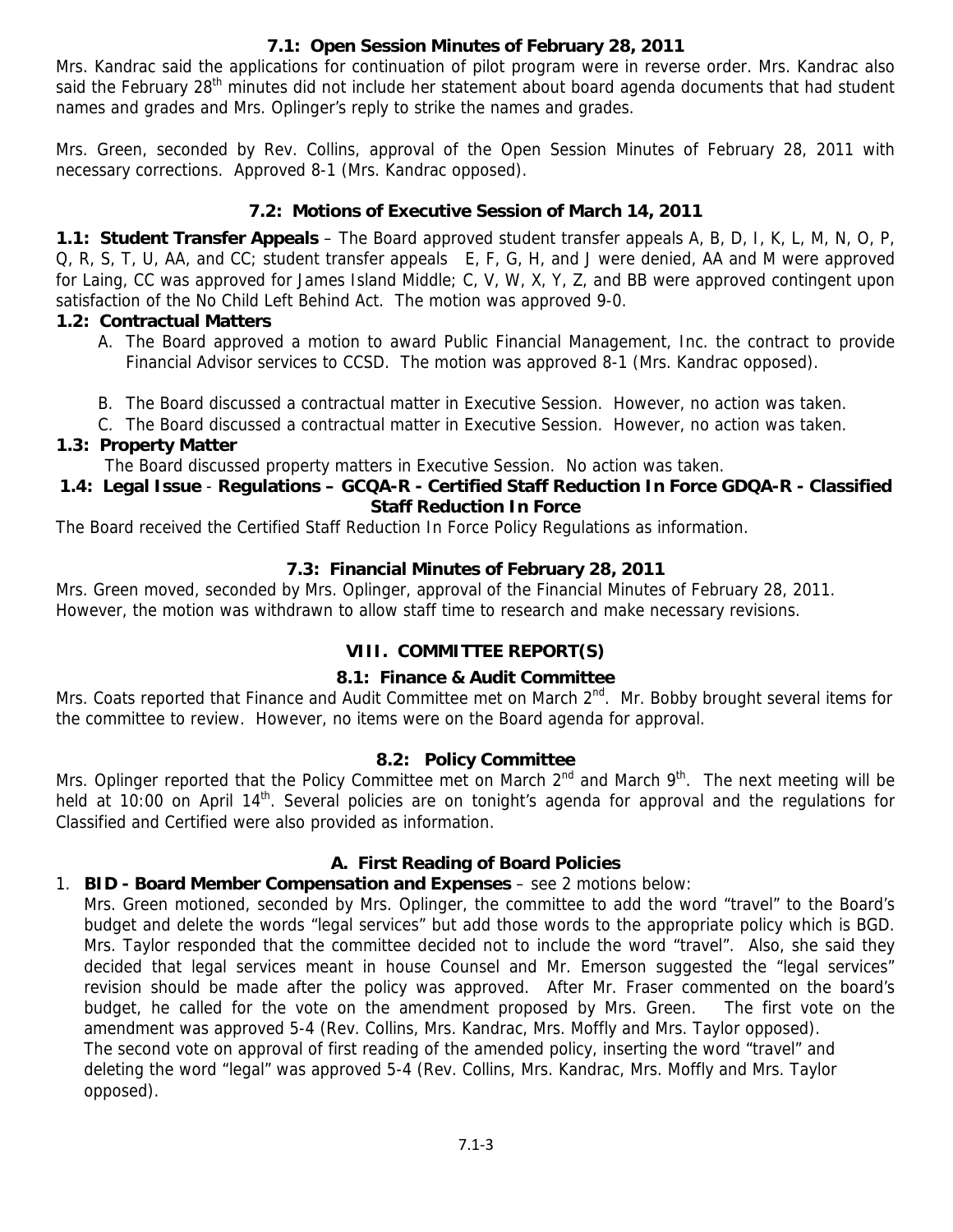### 7.1: Open Session Minutes of February 28, 2011

Mrs. Kandrac said the applications for continuation of pilot program were in reverse order. Mrs. Kandrac also said the February 28th minutes did not include her statement about board agenda documents that had student names and grades and Mrs. Oplinger's reply to strike the names and grades.

Mrs. Green, seconded by Rev. Collins, approval of the Open Session Minutes of February 28, 2011 with necessary corrections. Approved 8-1 (Mrs. Kandrac opposed).

### 7.2: Motions of Executive Session of March 14, 2011

**1.1: Student Transfer Appeals** – The Board approved student transfer appeals A, B, D, I, K, L, M, N, O, P, Q, R, S, T, U, AA, and CC; student transfer appeals E, F, G, H, and J were denied, AA and M were approved for Laing, CC was approved for James Island Middle; C, V, W, X, Y, Z, and BB were approved contingent upon satisfaction of the No Child Left Behind Act. The motion was approved 9-0.

**1.2: Contractual Matters**

A. The Board approved a motion to award Public Financial Management, Inc. the contract to provide Financial Advisor services to CCSD. The motion was approved 8-1 (Mrs. Kandrac opposed).

B. The Board discussed a contractual matter in Executive Session. However, no action was taken.

C. The Board discussed a contractual matter in Executive Session. However, no action was taken.

**1.3: Property Matter**

The Board discussed property matters in Executive Session. No action was taken.

**1.4: Legal Issue - Regulations – GCQA-R - Certified Staff Reduction In Force GDQA-R - Classified Staff Reduction In Force**

The Board received the Certified Staff Reduction In Force Policy Regulations as information.

### 7.3: Financial Minutes of February 28, 2011

Mrs. Green moved, seconded by Mrs. Oplinger, approval of the Financial Minutes of February 28, 2011. However, the motion was withdrawn to allow staff time to research and make necessary revisions.

## VIII. COMMITTEE REPORT(S)

### 8.1: Finance & Audit Committee

Mrs. Coats reported that Finance and Audit Committee met on March 2nd. Mr. Bobby brought several items for the committee to review. However, no items were on the Board agenda for approval.

### 8.2: Policy Committee

Mrs. Oplinger reported that the Policy Committee met on March 2nd and March 9th. The next meeting will be held at 10:00 on April 14th. Several policies are on tonight's agenda for approval and the regulations for Classified and Certified were also provided as information.

### A. First Reading of Board Policies

1. **BID - Board Member Compensation and Expenses** – see 2 motions below:

   Mrs. Green motioned, seconded by Mrs. Oplinger, the committee to add the word "travel" to the Board's budget and delete the words "legal services" but add those words to the appropriate policy which is BGD. Mrs. Taylor responded that the committee decided not to include the word "travel". Also, she said they decided that legal services meant in house Counsel and Mr. Emerson suggested the "legal services" revision should be made after the policy was approved. After Mr. Fraser commented on the board's budget, he called for the vote on the amendment proposed by Mrs. Green. The first vote on the amendment was approved 5-4 (Rev. Collins, Mrs. Kandrac, Mrs. Moffly and Mrs. Taylor opposed).

   The second vote on approval of first reading of the amended policy, inserting the word "travel" and deleting the word "legal" was approved 5-4 (Rev. Collins, Mrs. Kandrac, Mrs. Moffly and Mrs. Taylor opposed).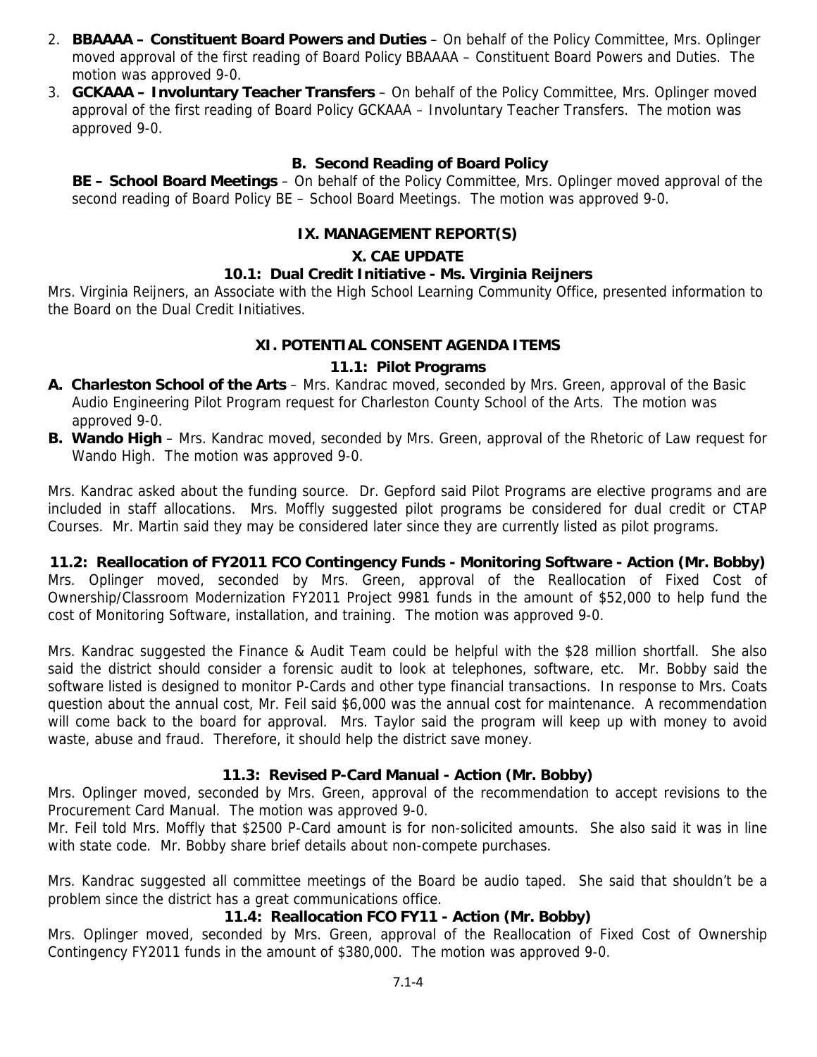2. **BBAAAA – Constituent Board Powers and Duties** – On behalf of the Policy Committee, Mrs. Oplinger moved approval of the first reading of Board Policy BBAAAA – Constituent Board Powers and Duties. The motion was approved 9-0.
3. **GCKAAA – Involuntary Teacher Transfers** – On behalf of the Policy Committee, Mrs. Oplinger moved approval of the first reading of Board Policy GCKAAA – Involuntary Teacher Transfers. The motion was approved 9-0.

### B. Second Reading of Board Policy

**BE – School Board Meetings** – On behalf of the Policy Committee, Mrs. Oplinger moved approval of the second reading of Board Policy BE – School Board Meetings. The motion was approved 9-0.

## IX. MANAGEMENT REPORT(S)

## X. CAE UPDATE

### 10.1: Dual Credit Initiative - Ms. Virginia Reijners

Mrs. Virginia Reijners, an Associate with the High School Learning Community Office, presented information to the Board on the Dual Credit Initiatives.

## XI. POTENTIAL CONSENT AGENDA ITEMS

### 11.1: Pilot Programs

**A. Charleston School of the Arts** – Mrs. Kandrac moved, seconded by Mrs. Green, approval of the Basic Audio Engineering Pilot Program request for Charleston County School of the Arts. The motion was approved 9-0.

**B. Wando High** – Mrs. Kandrac moved, seconded by Mrs. Green, approval of the Rhetoric of Law request for Wando High. The motion was approved 9-0.

Mrs. Kandrac asked about the funding source. Dr. Gepford said Pilot Programs are elective programs and are included in staff allocations. Mrs. Moffly suggested pilot programs be considered for dual credit or CTAP Courses. Mr. Martin said they may be considered later since they are currently listed as pilot programs.

### 11.2: Reallocation of FY2011 FCO Contingency Funds - Monitoring Software - Action (Mr. Bobby)

Mrs. Oplinger moved, seconded by Mrs. Green, approval of the Reallocation of Fixed Cost of Ownership/Classroom Modernization FY2011 Project 9981 funds in the amount of $52,000 to help fund the cost of Monitoring Software, installation, and training. The motion was approved 9-0.

Mrs. Kandrac suggested the Finance & Audit Team could be helpful with the $28 million shortfall. She also said the district should consider a forensic audit to look at telephones, software, etc. Mr. Bobby said the software listed is designed to monitor P-Cards and other type financial transactions. In response to Mrs. Coats question about the annual cost, Mr. Feil said $6,000 was the annual cost for maintenance. A recommendation will come back to the board for approval. Mrs. Taylor said the program will keep up with money to avoid waste, abuse and fraud. Therefore, it should help the district save money.

### 11.3: Revised P-Card Manual - Action (Mr. Bobby)

Mrs. Oplinger moved, seconded by Mrs. Green, approval of the recommendation to accept revisions to the Procurement Card Manual. The motion was approved 9-0.

Mr. Feil told Mrs. Moffly that $2500 P-Card amount is for non-solicited amounts. She also said it was in line with state code. Mr. Bobby share brief details about non-compete purchases.

Mrs. Kandrac suggested all committee meetings of the Board be audio taped. She said that shouldn't be a problem since the district has a great communications office.

### 11.4: Reallocation FCO FY11 - Action (Mr. Bobby)

Mrs. Oplinger moved, seconded by Mrs. Green, approval of the Reallocation of Fixed Cost of Ownership Contingency FY2011 funds in the amount of $380,000. The motion was approved 9-0.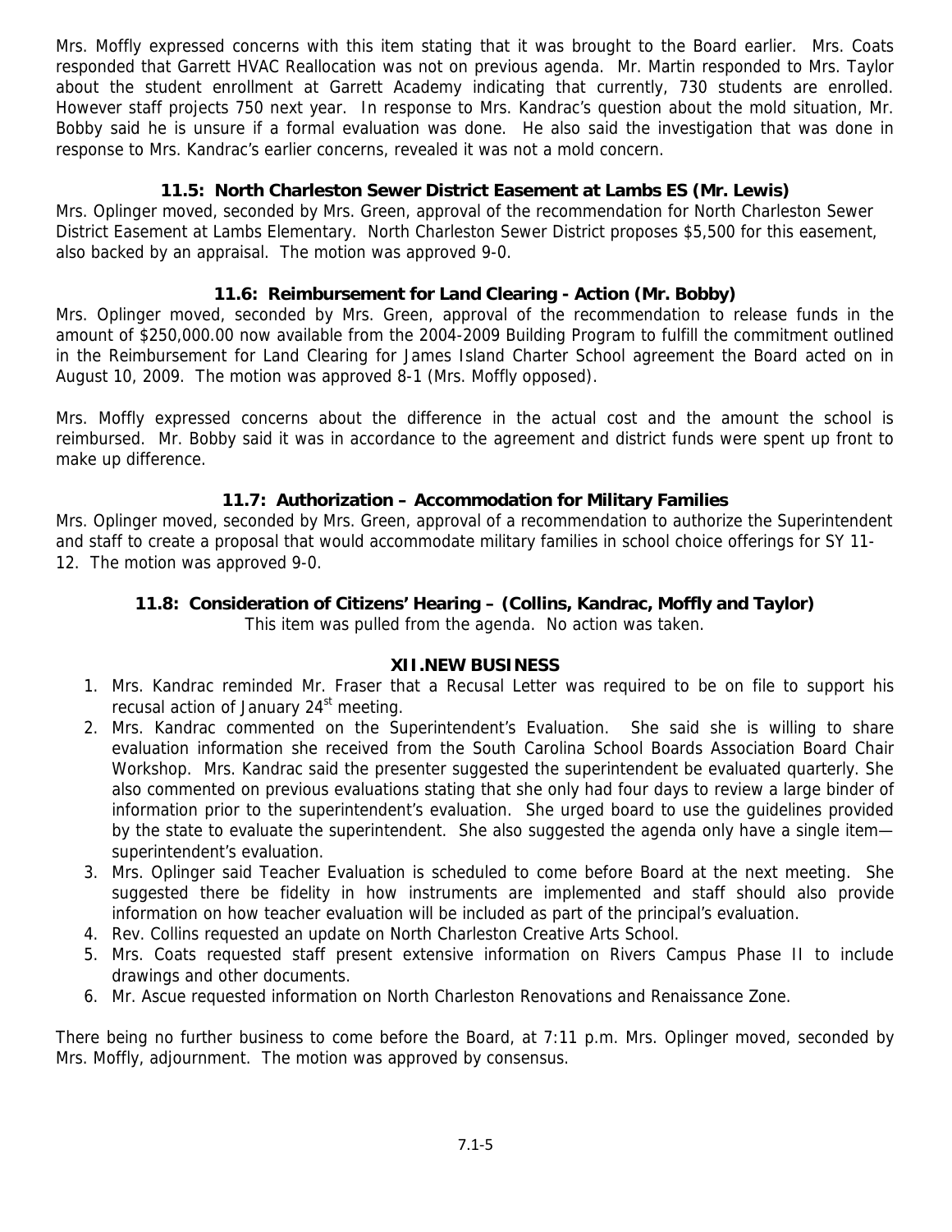Mrs. Moffly expressed concerns with this item stating that it was brought to the Board earlier. Mrs. Coats responded that Garrett HVAC Reallocation was not on previous agenda. Mr. Martin responded to Mrs. Taylor about the student enrollment at Garrett Academy indicating that currently, 730 students are enrolled. However staff projects 750 next year. In response to Mrs. Kandrac's question about the mold situation, Mr. Bobby said he is unsure if a formal evaluation was done. He also said the investigation that was done in response to Mrs. Kandrac's earlier concerns, revealed it was not a mold concern.

### 11.5: North Charleston Sewer District Easement at Lambs ES (Mr. Lewis)

Mrs. Oplinger moved, seconded by Mrs. Green, approval of the recommendation for North Charleston Sewer District Easement at Lambs Elementary. North Charleston Sewer District proposes $5,500 for this easement, also backed by an appraisal. The motion was approved 9-0.

### 11.6: Reimbursement for Land Clearing - Action (Mr. Bobby)

Mrs. Oplinger moved, seconded by Mrs. Green, approval of the recommendation to release funds in the amount of $250,000.00 now available from the 2004-2009 Building Program to fulfill the commitment outlined in the Reimbursement for Land Clearing for James Island Charter School agreement the Board acted on in August 10, 2009. The motion was approved 8-1 (Mrs. Moffly opposed).

Mrs. Moffly expressed concerns about the difference in the actual cost and the amount the school is reimbursed. Mr. Bobby said it was in accordance to the agreement and district funds were spent up front to make up difference.

### 11.7: Authorization – Accommodation for Military Families

Mrs. Oplinger moved, seconded by Mrs. Green, approval of a recommendation to authorize the Superintendent and staff to create a proposal that would accommodate military families in school choice offerings for SY 11-12. The motion was approved 9-0.

### 11.8: Consideration of Citizens' Hearing – (Collins, Kandrac, Moffly and Taylor)

This item was pulled from the agenda. No action was taken.

## XII. NEW BUSINESS

1. Mrs. Kandrac reminded Mr. Fraser that a Recusal Letter was required to be on file to support his recusal action of January 24th meeting.
2. Mrs. Kandrac commented on the Superintendent's Evaluation. She said she is willing to share evaluation information she received from the South Carolina School Boards Association Board Chair Workshop. Mrs. Kandrac said the presenter suggested the superintendent be evaluated quarterly. She also commented on previous evaluations stating that she only had four days to review a large binder of information prior to the superintendent's evaluation. She urged board to use the guidelines provided by the state to evaluate the superintendent. She also suggested the agenda only have a single item—superintendent's evaluation.
3. Mrs. Oplinger said Teacher Evaluation is scheduled to come before Board at the next meeting. She suggested there be fidelity in how instruments are implemented and staff should also provide information on how teacher evaluation will be included as part of the principal's evaluation.
4. Rev. Collins requested an update on North Charleston Creative Arts School.
5. Mrs. Coats requested staff present extensive information on Rivers Campus Phase II to include drawings and other documents.
6. Mr. Ascue requested information on North Charleston Renovations and Renaissance Zone.

There being no further business to come before the Board, at 7:11 p.m. Mrs. Oplinger moved, seconded by Mrs. Moffly, adjournment. The motion was approved by consensus.